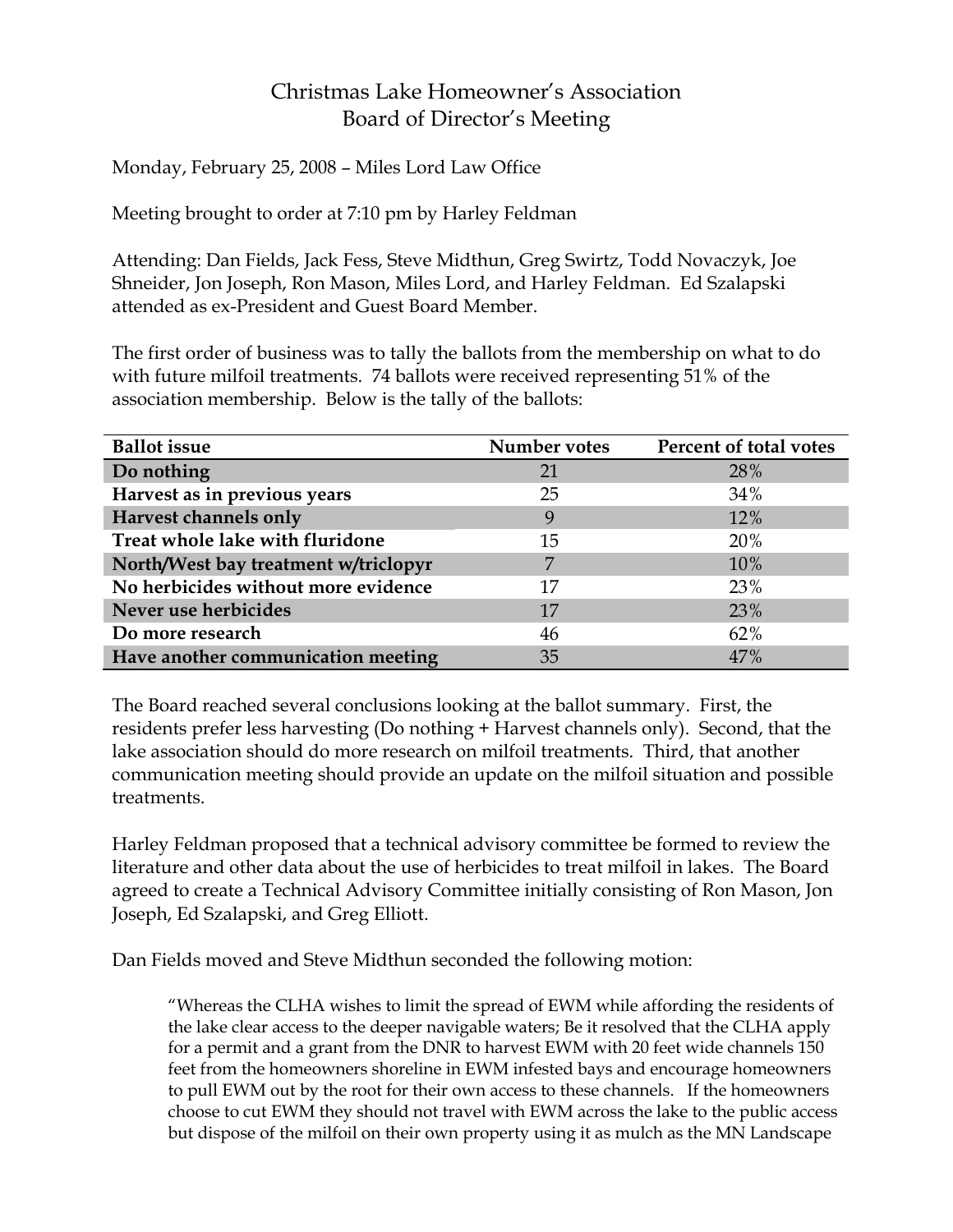# Christmas Lake Homeowner's Association
## Board of Director's Meeting

Monday, February 25, 2008 – Miles Lord Law Office

Meeting brought to order at 7:10 pm by Harley Feldman

Attending: Dan Fields, Jack Fess, Steve Midthun, Greg Swirtz, Todd Novaczyk, Joe Shneider, Jon Joseph, Ron Mason, Miles Lord, and Harley Feldman. Ed Szalapski attended as ex-President and Guest Board Member.

The first order of business was to tally the ballots from the membership on what to do with future milfoil treatments. 74 ballots were received representing 51% of the association membership. Below is the tally of the ballots:

| Ballot issue | Number votes | Percent of total votes |
|---|---|---|
| **Do nothing** | 21 | 28% |
| **Harvest as in previous years** | 25 | 34% |
| **Harvest channels only** | 9 | 12% |
| **Treat whole lake with fluridone** | 15 | 20% |
| **North/West bay treatment w/triclopyr** | 7 | 10% |
| **No herbicides without more evidence** | 17 | 23% |
| **Never use herbicides** | 17 | 23% |
| **Do more research** | 46 | 62% |
| **Have another communication meeting** | 35 | 47% |

The Board reached several conclusions looking at the ballot summary. First, the residents prefer less harvesting (Do nothing + Harvest channels only). Second, that the lake association should do more research on milfoil treatments. Third, that another communication meeting should provide an update on the milfoil situation and possible treatments.

Harley Feldman proposed that a technical advisory committee be formed to review the literature and other data about the use of herbicides to treat milfoil in lakes. The Board agreed to create a Technical Advisory Committee initially consisting of Ron Mason, Jon Joseph, Ed Szalapski, and Greg Elliott.

Dan Fields moved and Steve Midthun seconded the following motion:

> "Whereas the CLHA wishes to limit the spread of EWM while affording the residents of the lake clear access to the deeper navigable waters; Be it resolved that the CLHA apply for a permit and a grant from the DNR to harvest EWM with 20 feet wide channels 150 feet from the homeowners shoreline in EWM infested bays and encourage homeowners to pull EWM out by the root for their own access to these channels. If the homeowners choose to cut EWM they should not travel with EWM across the lake to the public access but dispose of the milfoil on their own property using it as mulch as the MN Landscape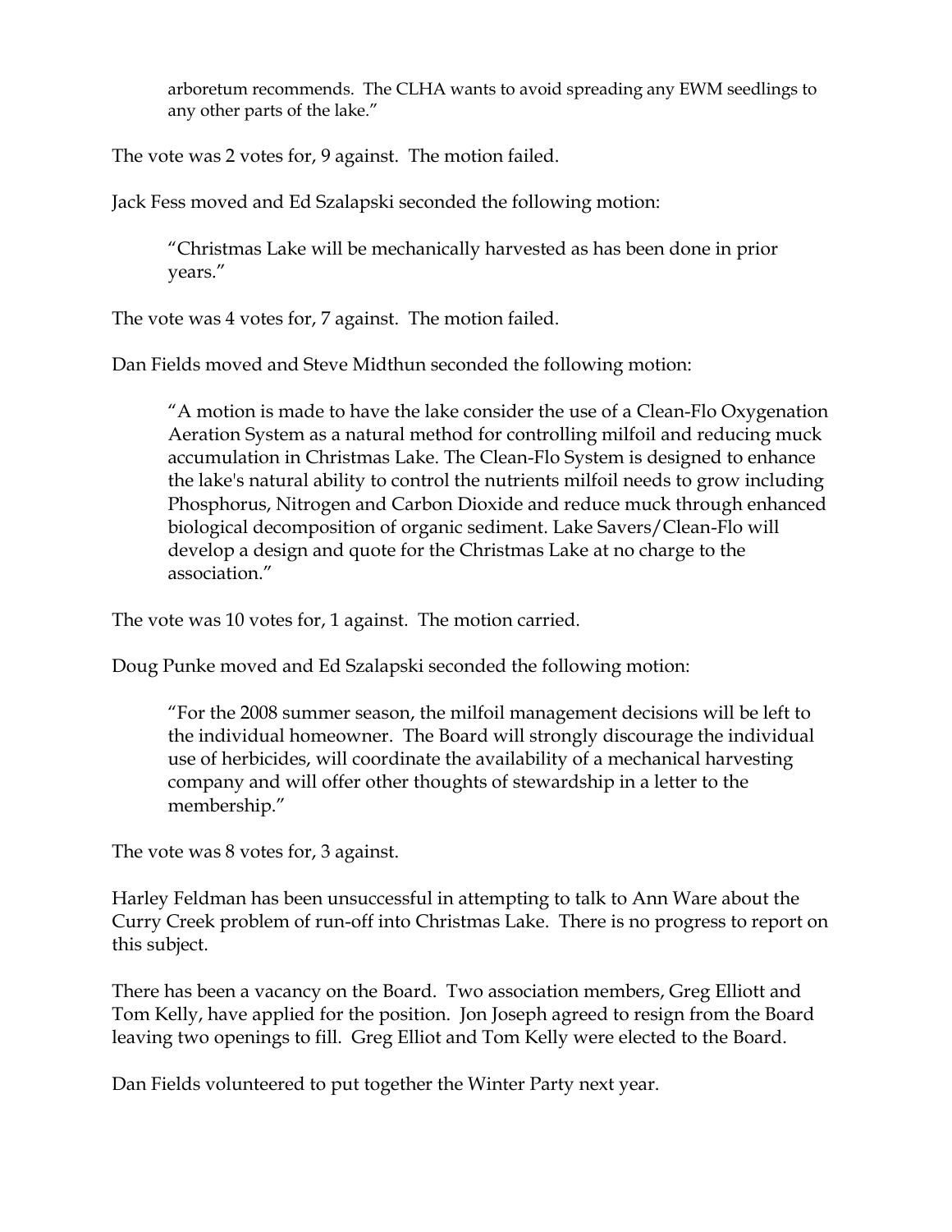> arboretum recommends. The CLHA wants to avoid spreading any EWM seedlings to any other parts of the lake."

The vote was 2 votes for, 9 against. The motion failed.

Jack Fess moved and Ed Szalapski seconded the following motion:

> "Christmas Lake will be mechanically harvested as has been done in prior years."

The vote was 4 votes for, 7 against. The motion failed.

Dan Fields moved and Steve Midthun seconded the following motion:

> "A motion is made to have the lake consider the use of a Clean-Flo Oxygenation Aeration System as a natural method for controlling milfoil and reducing muck accumulation in Christmas Lake. The Clean-Flo System is designed to enhance the lake's natural ability to control the nutrients milfoil needs to grow including Phosphorus, Nitrogen and Carbon Dioxide and reduce muck through enhanced biological decomposition of organic sediment. Lake Savers/Clean-Flo will develop a design and quote for the Christmas Lake at no charge to the association."

The vote was 10 votes for, 1 against. The motion carried.

Doug Punke moved and Ed Szalapski seconded the following motion:

> "For the 2008 summer season, the milfoil management decisions will be left to the individual homeowner. The Board will strongly discourage the individual use of herbicides, will coordinate the availability of a mechanical harvesting company and will offer other thoughts of stewardship in a letter to the membership."

The vote was 8 votes for, 3 against.

Harley Feldman has been unsuccessful in attempting to talk to Ann Ware about the Curry Creek problem of run-off into Christmas Lake. There is no progress to report on this subject.

There has been a vacancy on the Board. Two association members, Greg Elliott and Tom Kelly, have applied for the position. Jon Joseph agreed to resign from the Board leaving two openings to fill. Greg Elliot and Tom Kelly were elected to the Board.

Dan Fields volunteered to put together the Winter Party next year.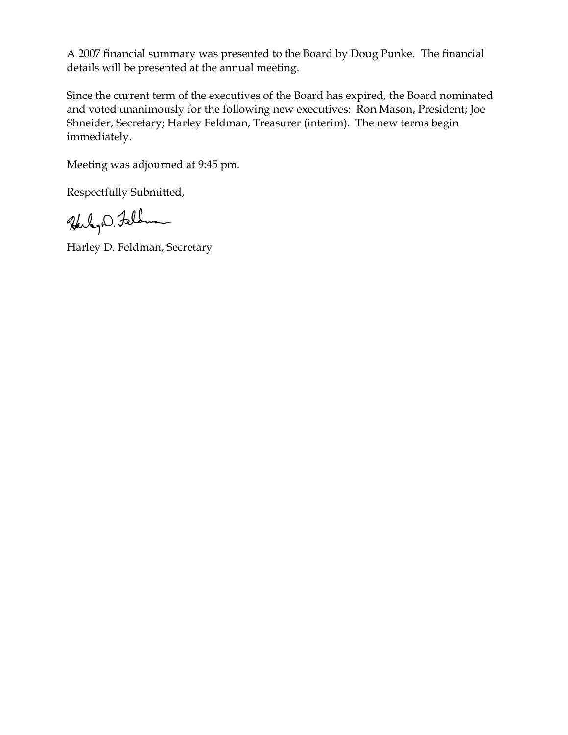A 2007 financial summary was presented to the Board by Doug Punke. The financial details will be presented at the annual meeting.

Since the current term of the executives of the Board has expired, the Board nominated and voted unanimously for the following new executives: Ron Mason, President; Joe Shneider, Secretary; Harley Feldman, Treasurer (interim). The new terms begin immediately.

Meeting was adjourned at 9:45 pm.

Respectfully Submitted,

Harley D. Feldman, Secretary